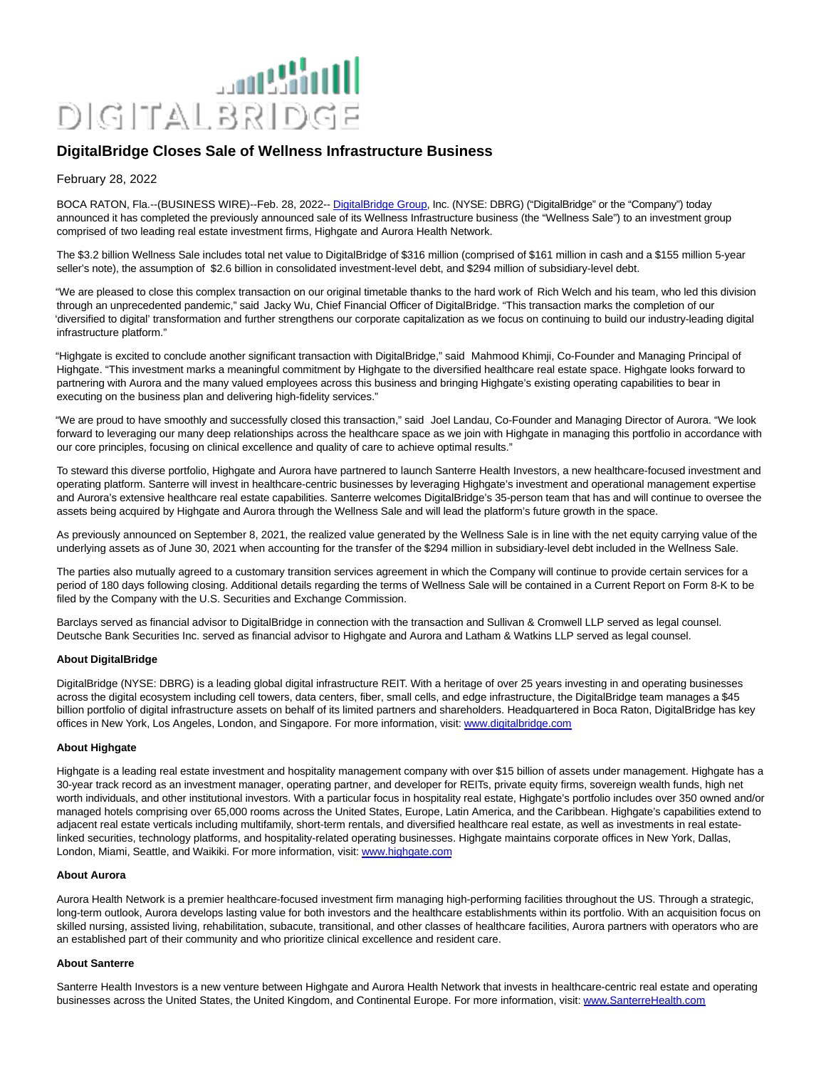# DigitalBridge Closes Sale of Wellness Infrastructure Business

February 28, 2022

BOCA RATON, Fla.--(BUSINESS WIRE)--Feb. 28, 2022-- DigitalBridge Group, Inc. (NYSE: DBRG) ("DigitalBridge" or the "Company") today announced it has completed the previously announced sale of its Wellness Infrastructure business (the "Wellness Sale") to an investment group comprised of two leading real estate investment firms, Highgate and Aurora Health Network.

The $3.2 billion Wellness Sale includes total net value to DigitalBridge of $316 million (comprised of $161 million in cash and a $155 million 5-year seller's note), the assumption of $2.6 billion in consolidated investment-level debt, and $294 million of subsidiary-level debt.

"We are pleased to close this complex transaction on our original timetable thanks to the hard work of Rich Welch and his team, who led this division through an unprecedented pandemic," said Jacky Wu, Chief Financial Officer of DigitalBridge. "This transaction marks the completion of our 'diversified to digital' transformation and further strengthens our corporate capitalization as we focus on continuing to build our industry-leading digital infrastructure platform."

"Highgate is excited to conclude another significant transaction with DigitalBridge," said Mahmood Khimji, Co-Founder and Managing Principal of Highgate. "This investment marks a meaningful commitment by Highgate to the diversified healthcare real estate space. Highgate looks forward to partnering with Aurora and the many valued employees across this business and bringing Highgate's existing operating capabilities to bear in executing on the business plan and delivering high-fidelity services."

"We are proud to have smoothly and successfully closed this transaction," said Joel Landau, Co-Founder and Managing Director of Aurora. "We look forward to leveraging our many deep relationships across the healthcare space as we join with Highgate in managing this portfolio in accordance with our core principles, focusing on clinical excellence and quality of care to achieve optimal results."

To steward this diverse portfolio, Highgate and Aurora have partnered to launch Santerre Health Investors, a new healthcare-focused investment and operating platform. Santerre will invest in healthcare-centric businesses by leveraging Highgate's investment and operational management expertise and Aurora's extensive healthcare real estate capabilities. Santerre welcomes DigitalBridge's 35-person team that has and will continue to oversee the assets being acquired by Highgate and Aurora through the Wellness Sale and will lead the platform's future growth in the space.

As previously announced on September 8, 2021, the realized value generated by the Wellness Sale is in line with the net equity carrying value of the underlying assets as of June 30, 2021 when accounting for the transfer of the $294 million in subsidiary-level debt included in the Wellness Sale.

The parties also mutually agreed to a customary transition services agreement in which the Company will continue to provide certain services for a period of 180 days following closing. Additional details regarding the terms of Wellness Sale will be contained in a Current Report on Form 8-K to be filed by the Company with the U.S. Securities and Exchange Commission.

Barclays served as financial advisor to DigitalBridge in connection with the transaction and Sullivan & Cromwell LLP served as legal counsel. Deutsche Bank Securities Inc. served as financial advisor to Highgate and Aurora and Latham & Watkins LLP served as legal counsel.

**About DigitalBridge**

DigitalBridge (NYSE: DBRG) is a leading global digital infrastructure REIT. With a heritage of over 25 years investing in and operating businesses across the digital ecosystem including cell towers, data centers, fiber, small cells, and edge infrastructure, the DigitalBridge team manages a $45 billion portfolio of digital infrastructure assets on behalf of its limited partners and shareholders. Headquartered in Boca Raton, DigitalBridge has key offices in New York, Los Angeles, London, and Singapore. For more information, visit: www.digitalbridge.com

**About Highgate**

Highgate is a leading real estate investment and hospitality management company with over $15 billion of assets under management. Highgate has a 30-year track record as an investment manager, operating partner, and developer for REITs, private equity firms, sovereign wealth funds, high net worth individuals, and other institutional investors. With a particular focus in hospitality real estate, Highgate's portfolio includes over 350 owned and/or managed hotels comprising over 65,000 rooms across the United States, Europe, Latin America, and the Caribbean. Highgate's capabilities extend to adjacent real estate verticals including multifamily, short-term rentals, and diversified healthcare real estate, as well as investments in real estate-linked securities, technology platforms, and hospitality-related operating businesses. Highgate maintains corporate offices in New York, Dallas, London, Miami, Seattle, and Waikiki. For more information, visit: www.highgate.com

**About Aurora**

Aurora Health Network is a premier healthcare-focused investment firm managing high-performing facilities throughout the US. Through a strategic, long-term outlook, Aurora develops lasting value for both investors and the healthcare establishments within its portfolio. With an acquisition focus on skilled nursing, assisted living, rehabilitation, subacute, transitional, and other classes of healthcare facilities, Aurora partners with operators who are an established part of their community and who prioritize clinical excellence and resident care.

**About Santerre**

Santerre Health Investors is a new venture between Highgate and Aurora Health Network that invests in healthcare-centric real estate and operating businesses across the United States, the United Kingdom, and Continental Europe. For more information, visit: www.SanterreHealth.com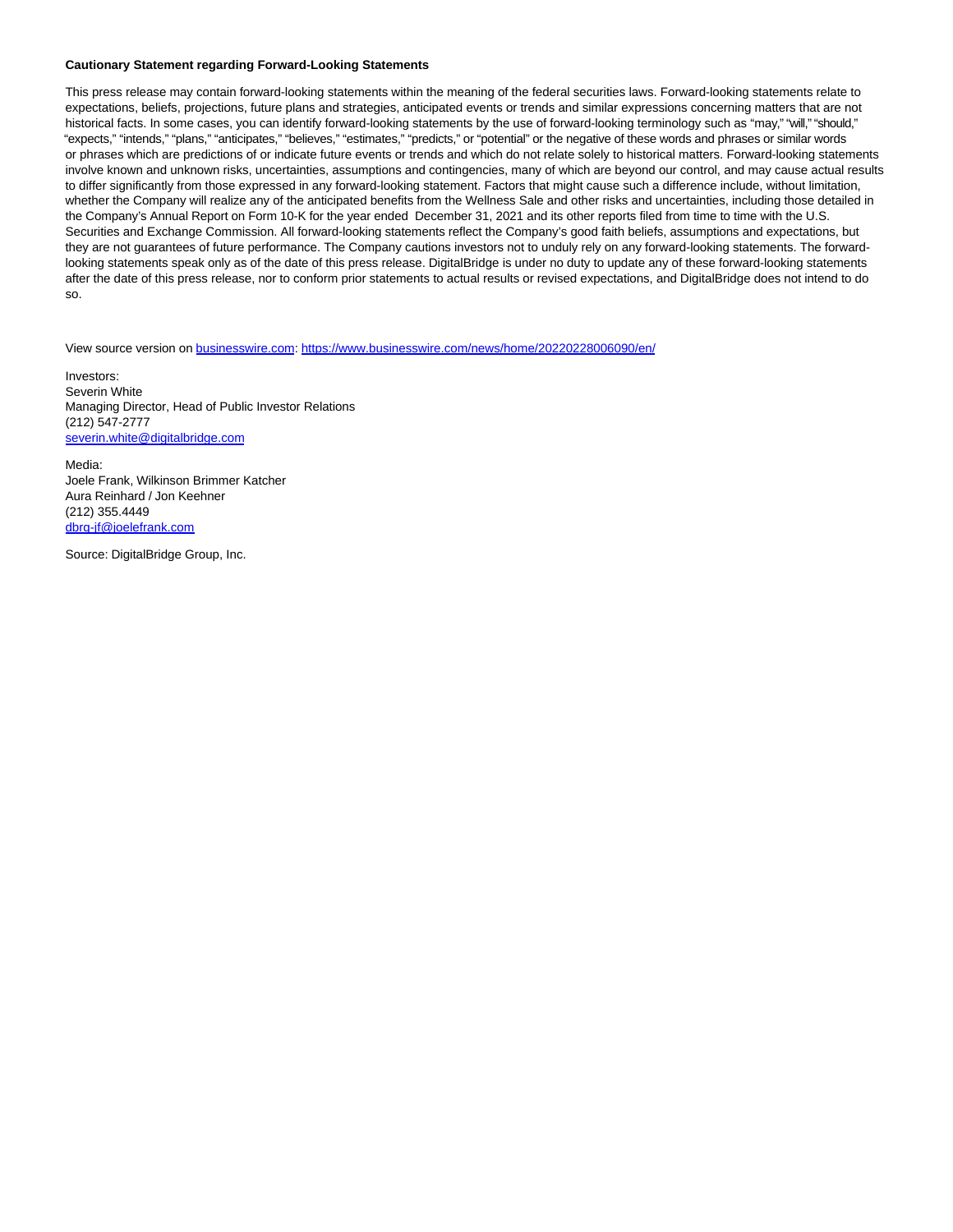**Cautionary Statement regarding Forward-Looking Statements**

This press release may contain forward-looking statements within the meaning of the federal securities laws. Forward-looking statements relate to expectations, beliefs, projections, future plans and strategies, anticipated events or trends and similar expressions concerning matters that are not historical facts. In some cases, you can identify forward-looking statements by the use of forward-looking terminology such as "may," "will," "should," "expects," "intends," "plans," "anticipates," "believes," "estimates," "predicts," or "potential" or the negative of these words and phrases or similar words or phrases which are predictions of or indicate future events or trends and which do not relate solely to historical matters. Forward-looking statements involve known and unknown risks, uncertainties, assumptions and contingencies, many of which are beyond our control, and may cause actual results to differ significantly from those expressed in any forward-looking statement. Factors that might cause such a difference include, without limitation, whether the Company will realize any of the anticipated benefits from the Wellness Sale and other risks and uncertainties, including those detailed in the Company's Annual Report on Form 10-K for the year ended December 31, 2021 and its other reports filed from time to time with the U.S. Securities and Exchange Commission. All forward-looking statements reflect the Company's good faith beliefs, assumptions and expectations, but they are not guarantees of future performance. The Company cautions investors not to unduly rely on any forward-looking statements. The forward-looking statements speak only as of the date of this press release. DigitalBridge is under no duty to update any of these forward-looking statements after the date of this press release, nor to conform prior statements to actual results or revised expectations, and DigitalBridge does not intend to do so.

View source version on businesswire.com: https://www.businesswire.com/news/home/20220228006090/en/

Investors:
Severin White
Managing Director, Head of Public Investor Relations
(212) 547-2777
severin.white@digitalbridge.com

Media:
Joele Frank, Wilkinson Brimmer Katcher
Aura Reinhard / Jon Keehner
(212) 355.4449
dbrg-jf@joelefrank.com

Source: DigitalBridge Group, Inc.